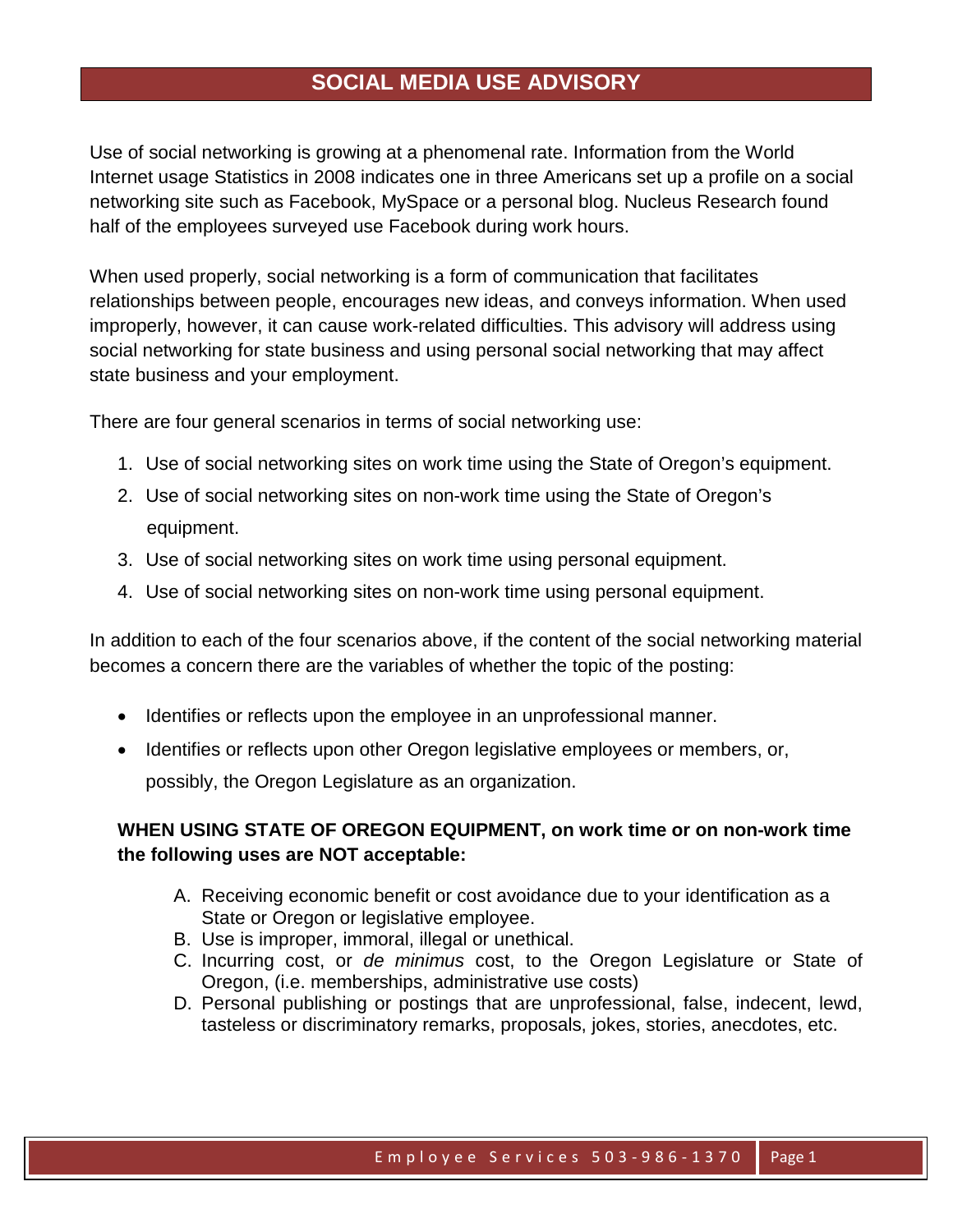# SOCIAL MEDIA USE ADVISORY

Use of social networking is growing at a phenomenal rate. Information from the World Internet usage Statistics in 2008 indicates one in three Americans set up a profile on a social networking site such as Facebook, MySpace or a personal blog. Nucleus Research found half of the employees surveyed use Facebook during work hours.

When used properly, social networking is a form of communication that facilitates relationships between people, encourages new ideas, and conveys information. When used improperly, however, it can cause work-related difficulties. This advisory will address using social networking for state business and using personal social networking that may affect state business and your employment.

There are four general scenarios in terms of social networking use:

1. Use of social networking sites on work time using the State of Oregon's equipment.
2. Use of social networking sites on non-work time using the State of Oregon's equipment.
3. Use of social networking sites on work time using personal equipment.
4. Use of social networking sites on non-work time using personal equipment.

In addition to each of the four scenarios above, if the content of the social networking material becomes a concern there are the variables of whether the topic of the posting:

- Identifies or reflects upon the employee in an unprofessional manner.
- Identifies or reflects upon other Oregon legislative employees or members, or, possibly, the Oregon Legislature as an organization.

**WHEN USING STATE OF OREGON EQUIPMENT, on work time or on non-work time the following uses are NOT acceptable:**

A. Receiving economic benefit or cost avoidance due to your identification as a State or Oregon or legislative employee.
B. Use is improper, immoral, illegal or unethical.
C. Incurring cost, or *de minimus* cost, to the Oregon Legislature or State of Oregon, (i.e. memberships, administrative use costs)
D. Personal publishing or postings that are unprofessional, false, indecent, lewd, tasteless or discriminatory remarks, proposals, jokes, stories, anecdotes, etc.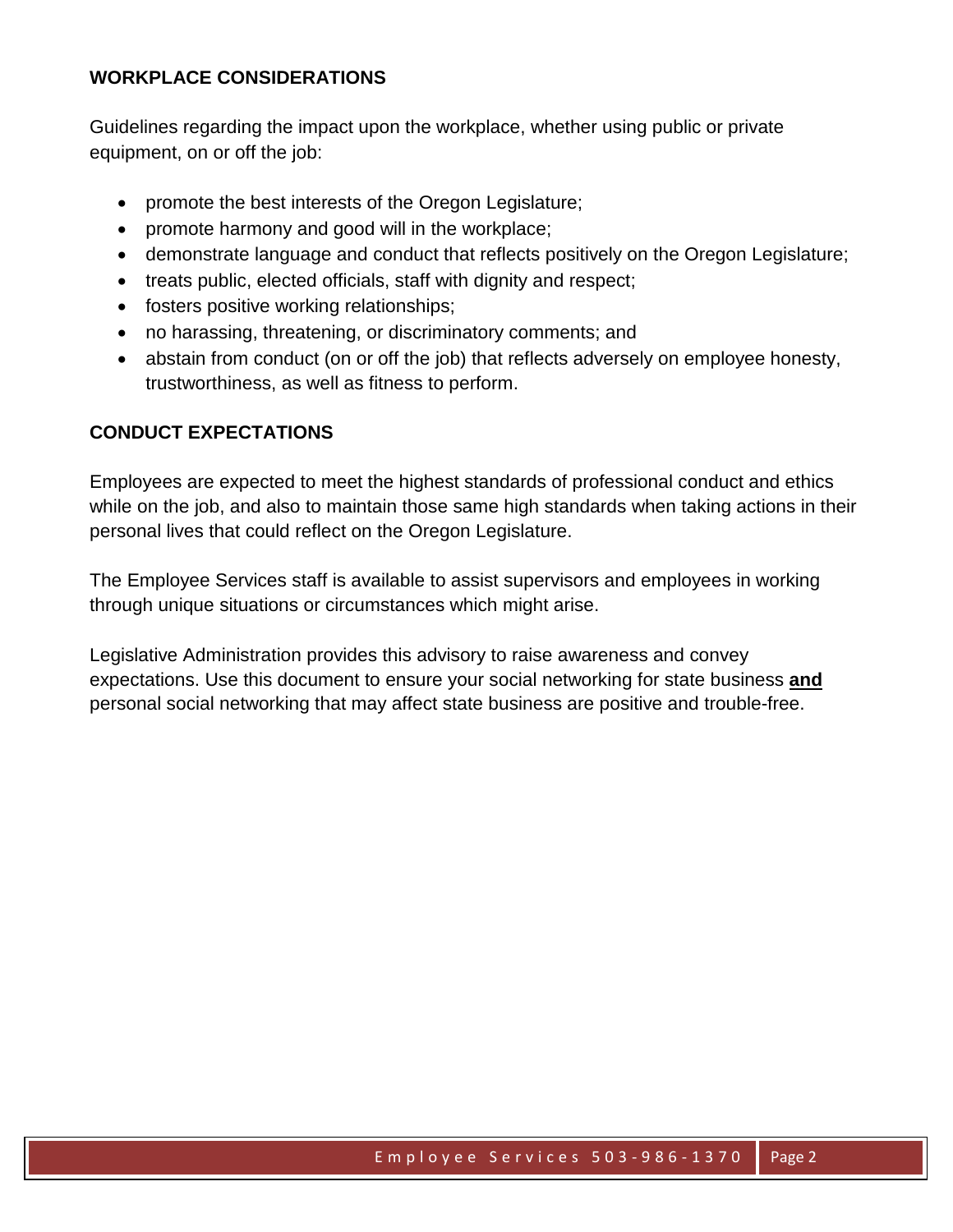**WORKPLACE CONSIDERATIONS**

Guidelines regarding the impact upon the workplace, whether using public or private equipment, on or off the job:

- promote the best interests of the Oregon Legislature;
- promote harmony and good will in the workplace;
- demonstrate language and conduct that reflects positively on the Oregon Legislature;
- treats public, elected officials, staff with dignity and respect;
- fosters positive working relationships;
- no harassing, threatening, or discriminatory comments; and
- abstain from conduct (on or off the job) that reflects adversely on employee honesty, trustworthiness, as well as fitness to perform.

**CONDUCT EXPECTATIONS**

Employees are expected to meet the highest standards of professional conduct and ethics while on the job, and also to maintain those same high standards when taking actions in their personal lives that could reflect on the Oregon Legislature.

The Employee Services staff is available to assist supervisors and employees in working through unique situations or circumstances which might arise.

Legislative Administration provides this advisory to raise awareness and convey expectations. Use this document to ensure your social networking for state business **and** personal social networking that may affect state business are positive and trouble-free.